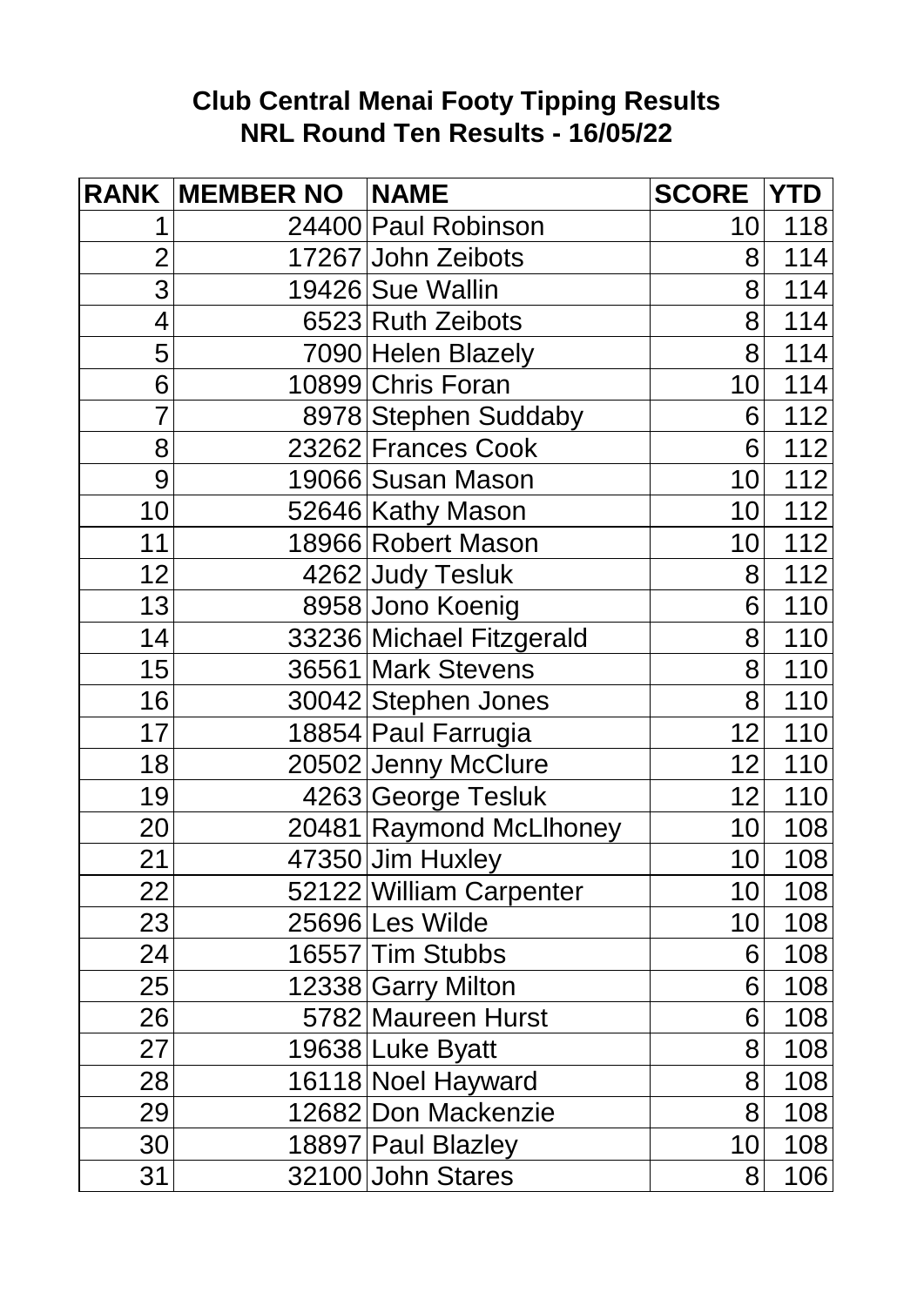# Club Central Menai Footy Tipping Results
## NRL Round Ten Results - 16/05/22

| RANK | MEMBER NO | NAME | SCORE | YTD |
|---|---|---|---|---|
| 1 | 24400 | Paul Robinson | 10 | 118 |
| 2 | 17267 | John Zeibots | 8 | 114 |
| 3 | 19426 | Sue Wallin | 8 | 114 |
| 4 | 6523 | Ruth Zeibots | 8 | 114 |
| 5 | 7090 | Helen Blazely | 8 | 114 |
| 6 | 10899 | Chris Foran | 10 | 114 |
| 7 | 8978 | Stephen Suddaby | 6 | 112 |
| 8 | 23262 | Frances Cook | 6 | 112 |
| 9 | 19066 | Susan Mason | 10 | 112 |
| 10 | 52646 | Kathy Mason | 10 | 112 |
| 11 | 18966 | Robert Mason | 10 | 112 |
| 12 | 4262 | Judy Tesluk | 8 | 112 |
| 13 | 8958 | Jono Koenig | 6 | 110 |
| 14 | 33236 | Michael Fitzgerald | 8 | 110 |
| 15 | 36561 | Mark Stevens | 8 | 110 |
| 16 | 30042 | Stephen Jones | 8 | 110 |
| 17 | 18854 | Paul Farrugia | 12 | 110 |
| 18 | 20502 | Jenny McClure | 12 | 110 |
| 19 | 4263 | George Tesluk | 12 | 110 |
| 20 | 20481 | Raymond McLlhoney | 10 | 108 |
| 21 | 47350 | Jim Huxley | 10 | 108 |
| 22 | 52122 | William Carpenter | 10 | 108 |
| 23 | 25696 | Les Wilde | 10 | 108 |
| 24 | 16557 | Tim Stubbs | 6 | 108 |
| 25 | 12338 | Garry Milton | 6 | 108 |
| 26 | 5782 | Maureen Hurst | 6 | 108 |
| 27 | 19638 | Luke Byatt | 8 | 108 |
| 28 | 16118 | Noel Hayward | 8 | 108 |
| 29 | 12682 | Don Mackenzie | 8 | 108 |
| 30 | 18897 | Paul Blazley | 10 | 108 |
| 31 | 32100 | John Stares | 8 | 106 |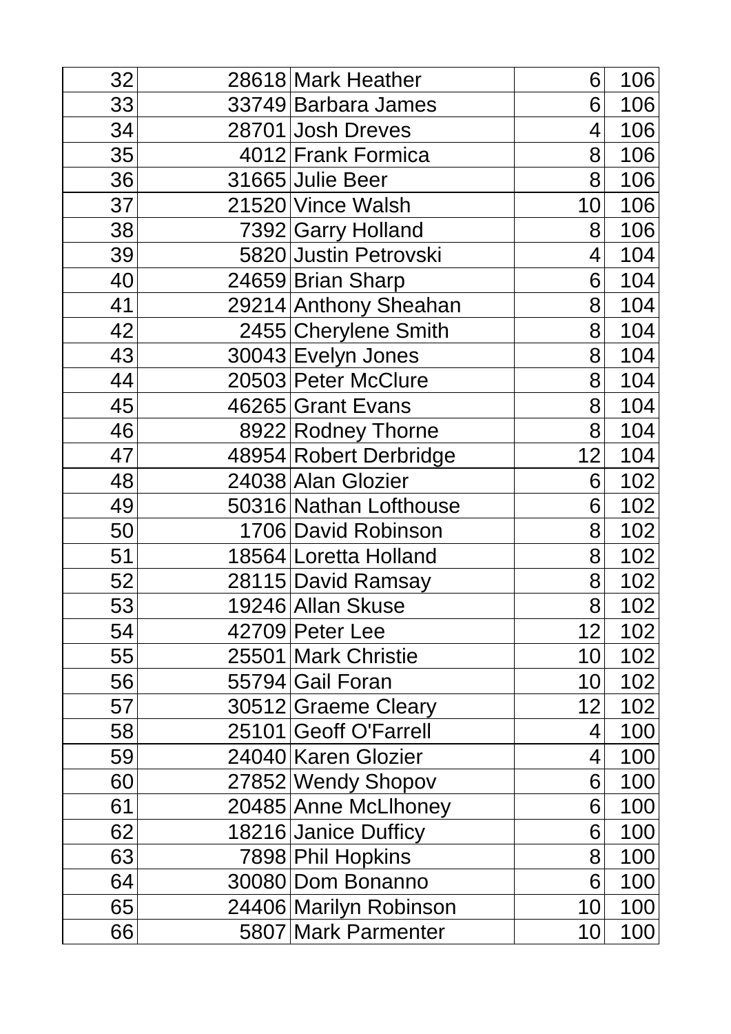| | | | | |
|---|---|---|---|---|
| 32 | 28618 | Mark Heather | 6 | 106 |
| 33 | 33749 | Barbara James | 6 | 106 |
| 34 | 28701 | Josh Dreves | 4 | 106 |
| 35 | 4012 | Frank Formica | 8 | 106 |
| 36 | 31665 | Julie Beer | 8 | 106 |
| 37 | 21520 | Vince Walsh | 10 | 106 |
| 38 | 7392 | Garry Holland | 8 | 106 |
| 39 | 5820 | Justin Petrovski | 4 | 104 |
| 40 | 24659 | Brian Sharp | 6 | 104 |
| 41 | 29214 | Anthony Sheahan | 8 | 104 |
| 42 | 2455 | Cherylene Smith | 8 | 104 |
| 43 | 30043 | Evelyn Jones | 8 | 104 |
| 44 | 20503 | Peter McClure | 8 | 104 |
| 45 | 46265 | Grant Evans | 8 | 104 |
| 46 | 8922 | Rodney Thorne | 8 | 104 |
| 47 | 48954 | Robert Derbridge | 12 | 104 |
| 48 | 24038 | Alan Glozier | 6 | 102 |
| 49 | 50316 | Nathan Lofthouse | 6 | 102 |
| 50 | 1706 | David Robinson | 8 | 102 |
| 51 | 18564 | Loretta Holland | 8 | 102 |
| 52 | 28115 | David Ramsay | 8 | 102 |
| 53 | 19246 | Allan Skuse | 8 | 102 |
| 54 | 42709 | Peter Lee | 12 | 102 |
| 55 | 25501 | Mark Christie | 10 | 102 |
| 56 | 55794 | Gail Foran | 10 | 102 |
| 57 | 30512 | Graeme Cleary | 12 | 102 |
| 58 | 25101 | Geoff O'Farrell | 4 | 100 |
| 59 | 24040 | Karen Glozier | 4 | 100 |
| 60 | 27852 | Wendy Shopov | 6 | 100 |
| 61 | 20485 | Anne McLlhoney | 6 | 100 |
| 62 | 18216 | Janice Dufficy | 6 | 100 |
| 63 | 7898 | Phil Hopkins | 8 | 100 |
| 64 | 30080 | Dom Bonanno | 6 | 100 |
| 65 | 24406 | Marilyn Robinson | 10 | 100 |
| 66 | 5807 | Mark Parmenter | 10 | 100 |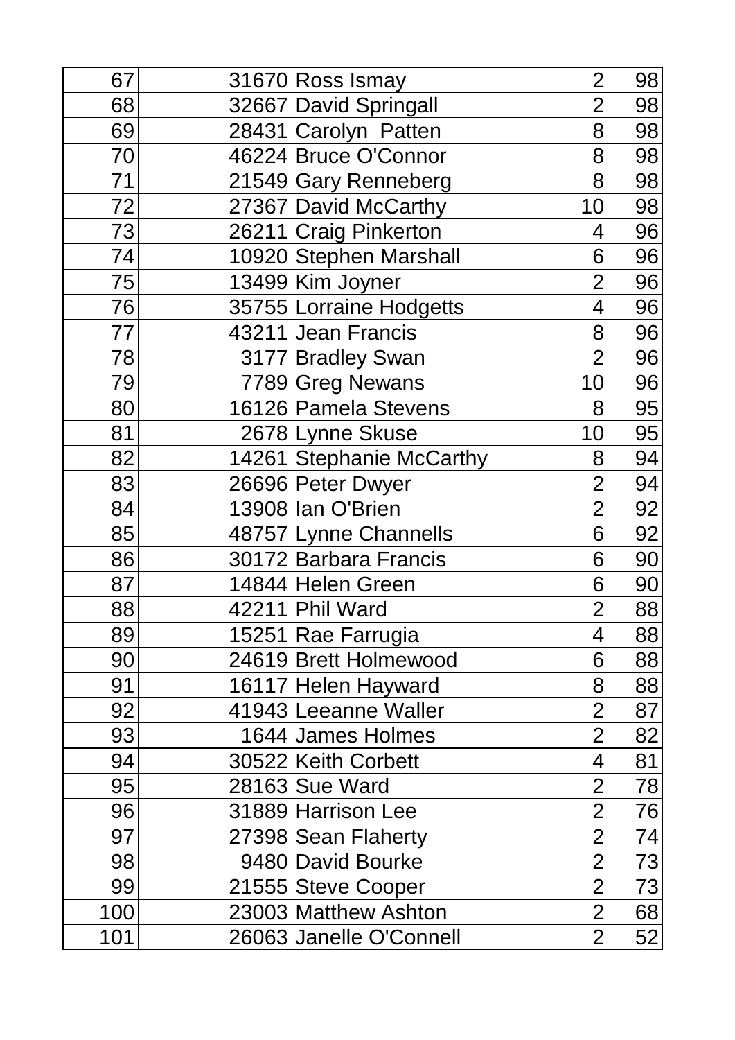| | | | | |
|---|---|---|---|---|
| 67 | 31670 | Ross Ismay | 2 | 98 |
| 68 | 32667 | David Springall | 2 | 98 |
| 69 | 28431 | Carolyn  Patten | 8 | 98 |
| 70 | 46224 | Bruce O'Connor | 8 | 98 |
| 71 | 21549 | Gary Renneberg | 8 | 98 |
| 72 | 27367 | David McCarthy | 10 | 98 |
| 73 | 26211 | Craig Pinkerton | 4 | 96 |
| 74 | 10920 | Stephen Marshall | 6 | 96 |
| 75 | 13499 | Kim Joyner | 2 | 96 |
| 76 | 35755 | Lorraine Hodgetts | 4 | 96 |
| 77 | 43211 | Jean Francis | 8 | 96 |
| 78 | 3177 | Bradley Swan | 2 | 96 |
| 79 | 7789 | Greg Newans | 10 | 96 |
| 80 | 16126 | Pamela Stevens | 8 | 95 |
| 81 | 2678 | Lynne Skuse | 10 | 95 |
| 82 | 14261 | Stephanie McCarthy | 8 | 94 |
| 83 | 26696 | Peter Dwyer | 2 | 94 |
| 84 | 13908 | Ian O'Brien | 2 | 92 |
| 85 | 48757 | Lynne Channells | 6 | 92 |
| 86 | 30172 | Barbara Francis | 6 | 90 |
| 87 | 14844 | Helen Green | 6 | 90 |
| 88 | 42211 | Phil Ward | 2 | 88 |
| 89 | 15251 | Rae Farrugia | 4 | 88 |
| 90 | 24619 | Brett Holmewood | 6 | 88 |
| 91 | 16117 | Helen Hayward | 8 | 88 |
| 92 | 41943 | Leeanne Waller | 2 | 87 |
| 93 | 1644 | James Holmes | 2 | 82 |
| 94 | 30522 | Keith Corbett | 4 | 81 |
| 95 | 28163 | Sue Ward | 2 | 78 |
| 96 | 31889 | Harrison Lee | 2 | 76 |
| 97 | 27398 | Sean Flaherty | 2 | 74 |
| 98 | 9480 | David Bourke | 2 | 73 |
| 99 | 21555 | Steve Cooper | 2 | 73 |
| 100 | 23003 | Matthew Ashton | 2 | 68 |
| 101 | 26063 | Janelle O'Connell | 2 | 52 |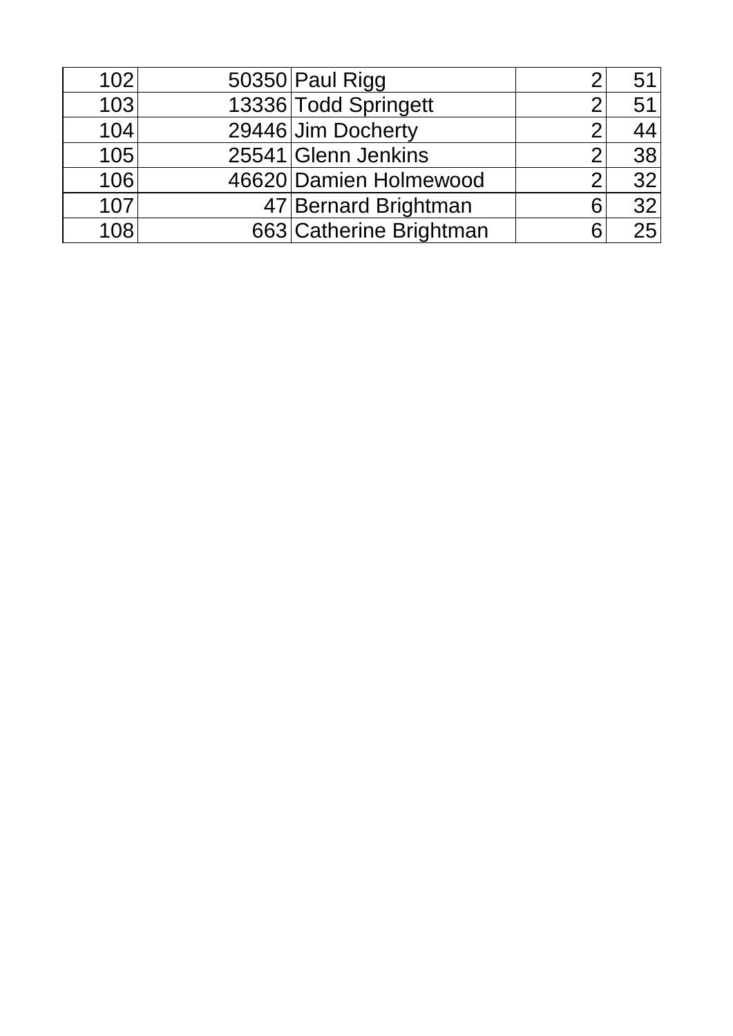| | | | | |
|---|---|---|---|---|
| 102 | 50350 | Paul Rigg | 2 | 51 |
| 103 | 13336 | Todd Springett | 2 | 51 |
| 104 | 29446 | Jim Docherty | 2 | 44 |
| 105 | 25541 | Glenn Jenkins | 2 | 38 |
| 106 | 46620 | Damien Holmewood | 2 | 32 |
| 107 | 47 | Bernard Brightman | 6 | 32 |
| 108 | 663 | Catherine Brightman | 6 | 25 |